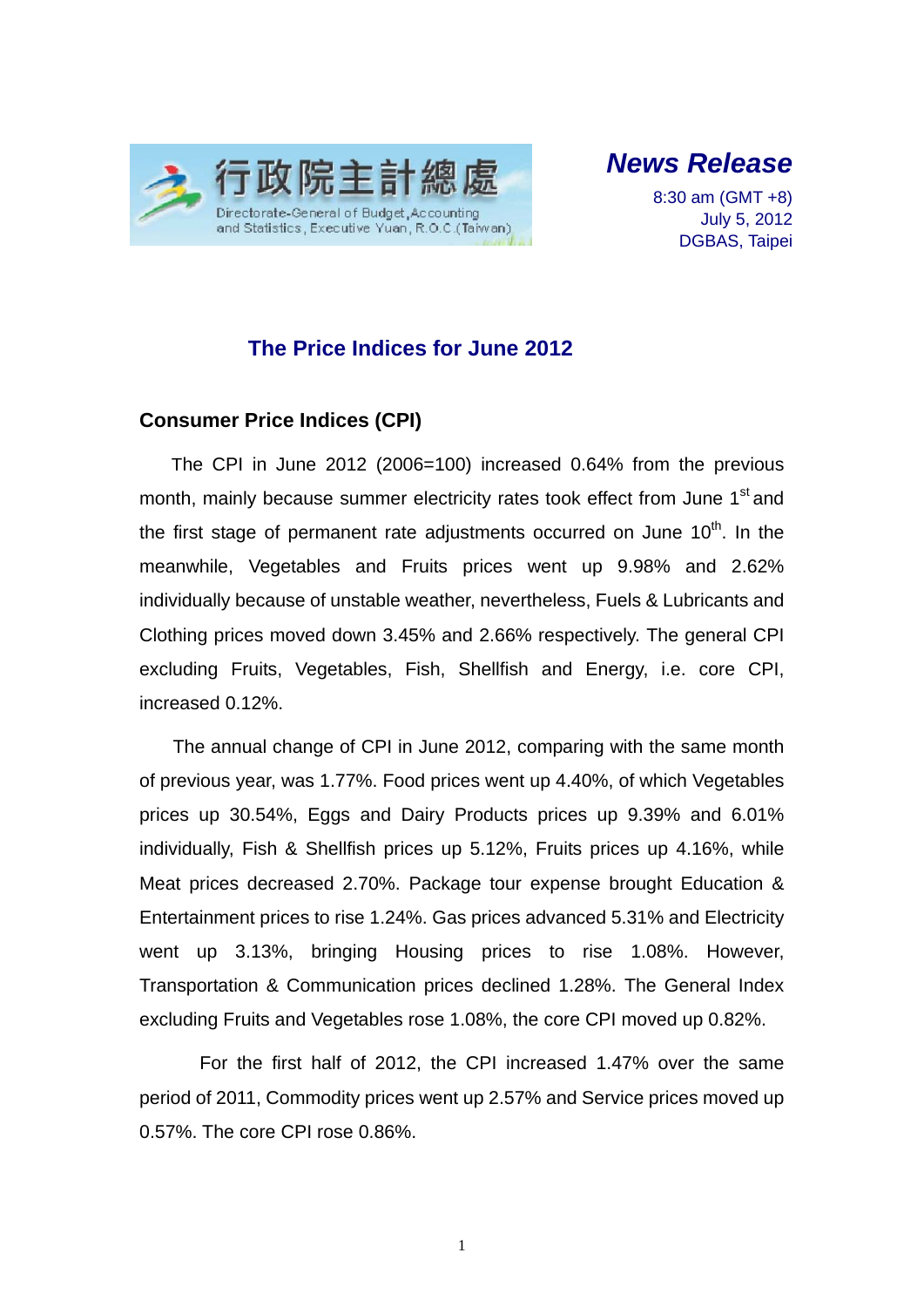行政院主計總處

Directorate-General of Budget, Accounting and Statistics, Executive Yuan, R.O.C.(Taiwan)

***News Release***

8:30 am (GMT +8)
July 5, 2012
DGBAS, Taipei

# The Price Indices for June 2012

## Consumer Price Indices (CPI)

The CPI in June 2012 (2006=100) increased 0.64% from the previous month, mainly because summer electricity rates took effect from June 1st and the first stage of permanent rate adjustments occurred on June 10th. In the meanwhile, Vegetables and Fruits prices went up 9.98% and 2.62% individually because of unstable weather, nevertheless, Fuels & Lubricants and Clothing prices moved down 3.45% and 2.66% respectively. The general CPI excluding Fruits, Vegetables, Fish, Shellfish and Energy, i.e. core CPI, increased 0.12%.

The annual change of CPI in June 2012, comparing with the same month of previous year, was 1.77%. Food prices went up 4.40%, of which Vegetables prices up 30.54%, Eggs and Dairy Products prices up 9.39% and 6.01% individually, Fish & Shellfish prices up 5.12%, Fruits prices up 4.16%, while Meat prices decreased 2.70%. Package tour expense brought Education & Entertainment prices to rise 1.24%. Gas prices advanced 5.31% and Electricity went up 3.13%, bringing Housing prices to rise 1.08%. However, Transportation & Communication prices declined 1.28%. The General Index excluding Fruits and Vegetables rose 1.08%, the core CPI moved up 0.82%.

For the first half of 2012, the CPI increased 1.47% over the same period of 2011, Commodity prices went up 2.57% and Service prices moved up 0.57%. The core CPI rose 0.86%.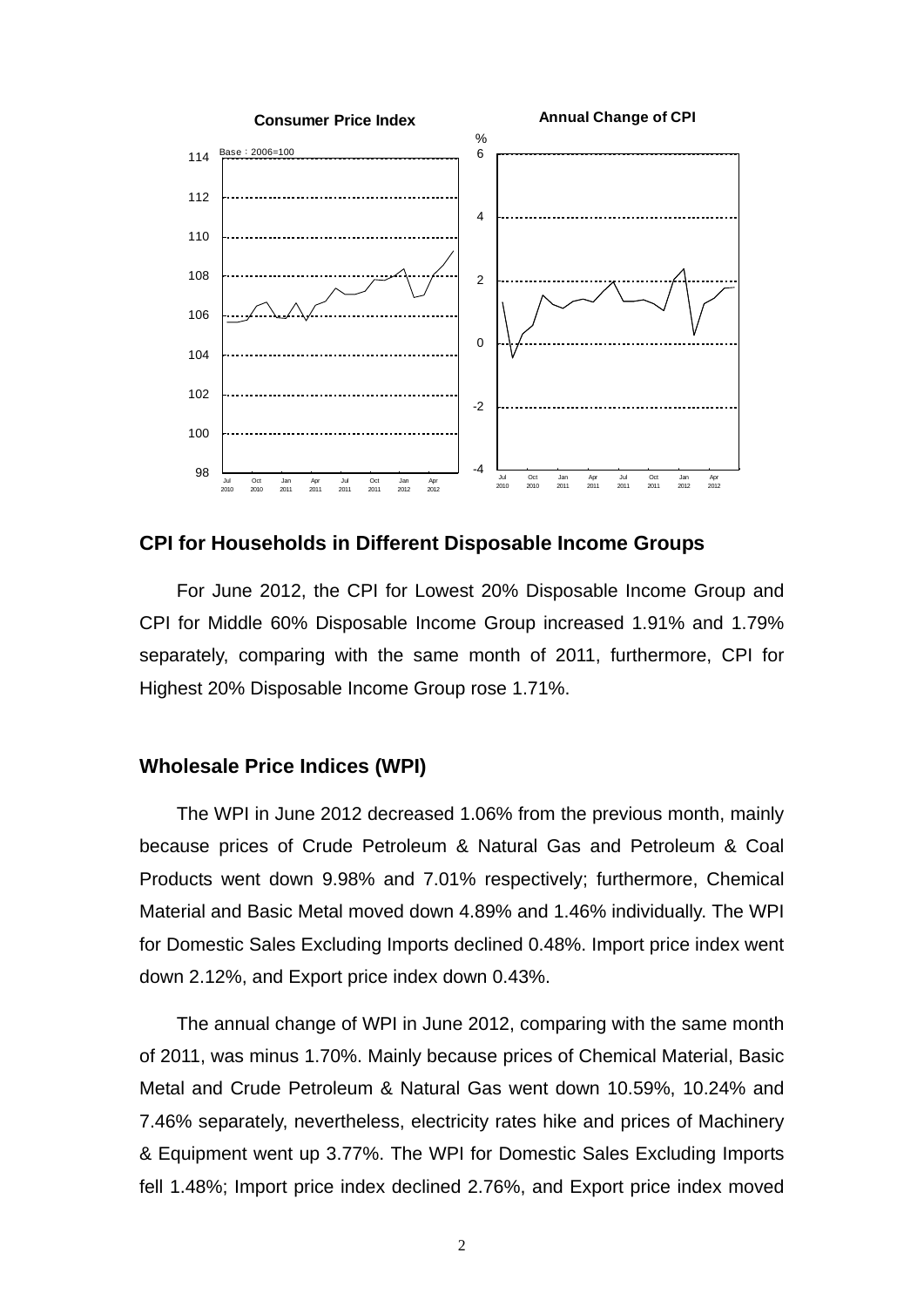**Consumer Price Index**

**Annual Change of CPI**

## CPI for Households in Different Disposable Income Groups

For June 2012, the CPI for Lowest 20% Disposable Income Group and CPI for Middle 60% Disposable Income Group increased 1.91% and 1.79% separately, comparing with the same month of 2011, furthermore, CPI for Highest 20% Disposable Income Group rose 1.71%.

## Wholesale Price Indices (WPI)

The WPI in June 2012 decreased 1.06% from the previous month, mainly because prices of Crude Petroleum & Natural Gas and Petroleum & Coal Products went down 9.98% and 7.01% respectively; furthermore, Chemical Material and Basic Metal moved down 4.89% and 1.46% individually. The WPI for Domestic Sales Excluding Imports declined 0.48%. Import price index went down 2.12%, and Export price index down 0.43%.

The annual change of WPI in June 2012, comparing with the same month of 2011, was minus 1.70%. Mainly because prices of Chemical Material, Basic Metal and Crude Petroleum & Natural Gas went down 10.59%, 10.24% and 7.46% separately, nevertheless, electricity rates hike and prices of Machinery & Equipment went up 3.77%. The WPI for Domestic Sales Excluding Imports fell 1.48%; Import price index declined 2.76%, and Export price index moved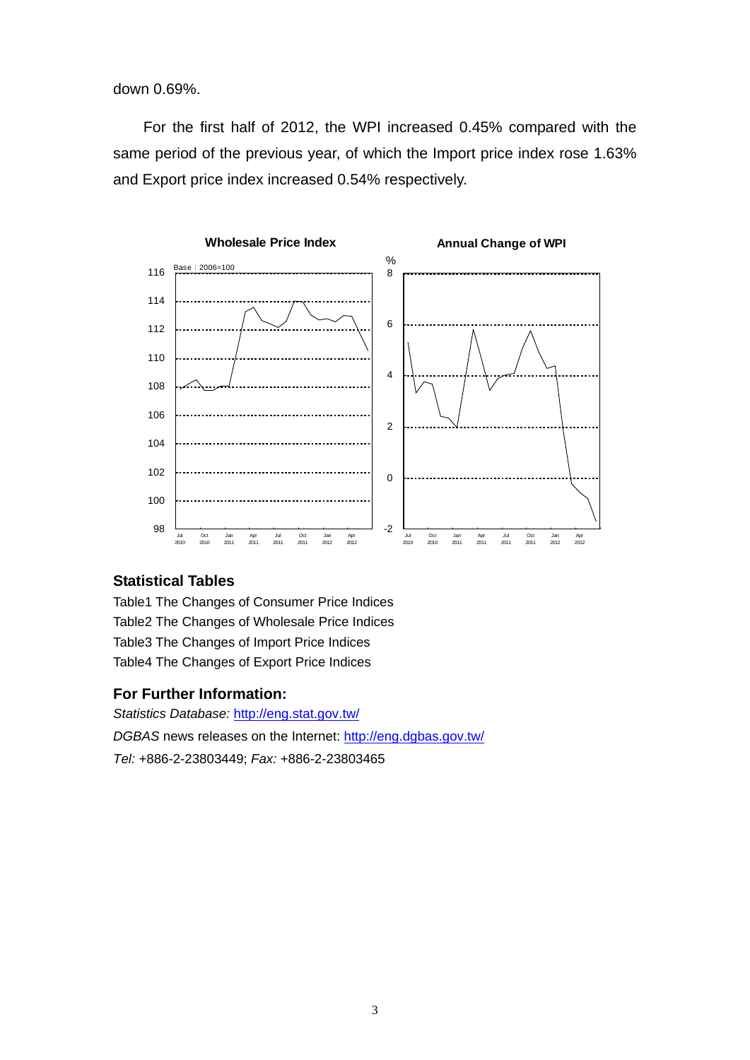down 0.69%.

For the first half of 2012, the WPI increased 0.45% compared with the same period of the previous year, of which the Import price index rose 1.63% and Export price index increased 0.54% respectively.

**Wholesale Price Index** **Annual Change of WPI**

## Statistical Tables

Table1 The Changes of Consumer Price Indices
Table2 The Changes of Wholesale Price Indices
Table3 The Changes of Import Price Indices
Table4 The Changes of Export Price Indices

## For Further Information:

*Statistics Database:* http://eng.stat.gov.tw/
*DGBAS* news releases on the Internet: http://eng.dgbas.gov.tw/
*Tel:* +886-2-23803449; *Fax:* +886-2-23803465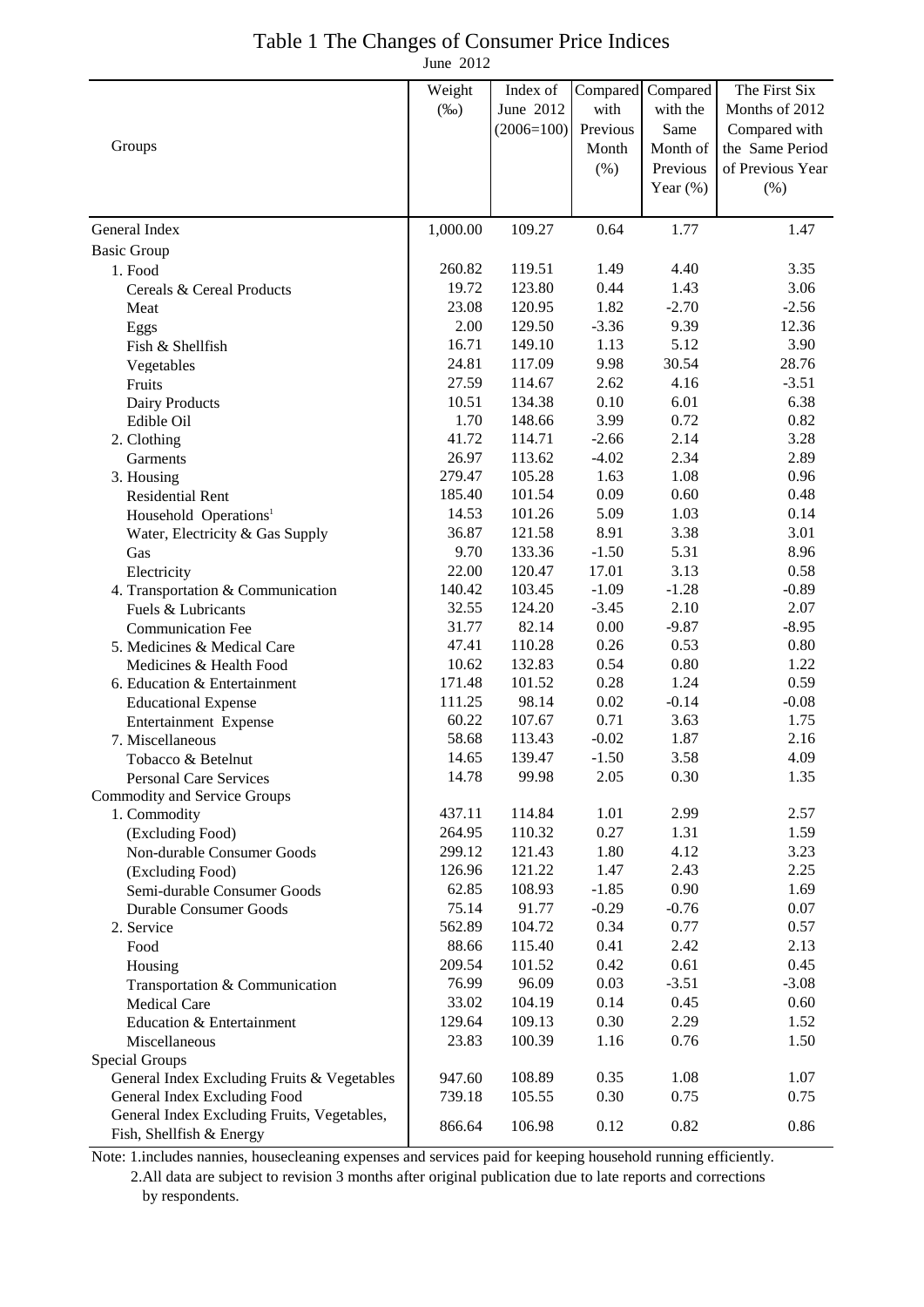# Table 1 The Changes of Consumer Price Indices

June 2012

| Groups | Weight (‰) | Index of June 2012 (2006=100) | Compared with Previous Month (%) | Compared with the Same Month of Previous Year (%) | The First Six Months of 2012 Compared with the Same Period of Previous Year (%) |
|---|---|---|---|---|---|
| General Index | 1,000.00 | 109.27 | 0.64 | 1.77 | 1.47 |
| Basic Group | | | | | |
| 1. Food | 260.82 | 119.51 | 1.49 | 4.40 | 3.35 |
| Cereals & Cereal Products | 19.72 | 123.80 | 0.44 | 1.43 | 3.06 |
| Meat | 23.08 | 120.95 | 1.82 | -2.70 | -2.56 |
| Eggs | 2.00 | 129.50 | -3.36 | 9.39 | 12.36 |
| Fish & Shellfish | 16.71 | 149.10 | 1.13 | 5.12 | 3.90 |
| Vegetables | 24.81 | 117.09 | 9.98 | 30.54 | 28.76 |
| Fruits | 27.59 | 114.67 | 2.62 | 4.16 | -3.51 |
| Dairy Products | 10.51 | 134.38 | 0.10 | 6.01 | 6.38 |
| Edible Oil | 1.70 | 148.66 | 3.99 | 0.72 | 0.82 |
| 2. Clothing | 41.72 | 114.71 | -2.66 | 2.14 | 3.28 |
| Garments | 26.97 | 113.62 | -4.02 | 2.34 | 2.89 |
| 3. Housing | 279.47 | 105.28 | 1.63 | 1.08 | 0.96 |
| Residential Rent | 185.40 | 101.54 | 0.09 | 0.60 | 0.48 |
| Household Operations[1] | 14.53 | 101.26 | 5.09 | 1.03 | 0.14 |
| Water, Electricity & Gas Supply | 36.87 | 121.58 | 8.91 | 3.38 | 3.01 |
| Gas | 9.70 | 133.36 | -1.50 | 5.31 | 8.96 |
| Electricity | 22.00 | 120.47 | 17.01 | 3.13 | 0.58 |
| 4. Transportation & Communication | 140.42 | 103.45 | -1.09 | -1.28 | -0.89 |
| Fuels & Lubricants | 32.55 | 124.20 | -3.45 | 2.10 | 2.07 |
| Communication Fee | 31.77 | 82.14 | 0.00 | -9.87 | -8.95 |
| 5. Medicines & Medical Care | 47.41 | 110.28 | 0.26 | 0.53 | 0.80 |
| Medicines & Health Food | 10.62 | 132.83 | 0.54 | 0.80 | 1.22 |
| 6. Education & Entertainment | 171.48 | 101.52 | 0.28 | 1.24 | 0.59 |
| Educational Expense | 111.25 | 98.14 | 0.02 | -0.14 | -0.08 |
| Entertainment Expense | 60.22 | 107.67 | 0.71 | 3.63 | 1.75 |
| 7. Miscellaneous | 58.68 | 113.43 | -0.02 | 1.87 | 2.16 |
| Tobacco & Betelnut | 14.65 | 139.47 | -1.50 | 3.58 | 4.09 |
| Personal Care Services | 14.78 | 99.98 | 2.05 | 0.30 | 1.35 |
| Commodity and Service Groups | | | | | |
| 1. Commodity | 437.11 | 114.84 | 1.01 | 2.99 | 2.57 |
| (Excluding Food) | 264.95 | 110.32 | 0.27 | 1.31 | 1.59 |
| Non-durable Consumer Goods | 299.12 | 121.43 | 1.80 | 4.12 | 3.23 |
| (Excluding Food) | 126.96 | 121.22 | 1.47 | 2.43 | 2.25 |
| Semi-durable Consumer Goods | 62.85 | 108.93 | -1.85 | 0.90 | 1.69 |
| Durable Consumer Goods | 75.14 | 91.77 | -0.29 | -0.76 | 0.07 |
| 2. Service | 562.89 | 104.72 | 0.34 | 0.77 | 0.57 |
| Food | 88.66 | 115.40 | 0.41 | 2.42 | 2.13 |
| Housing | 209.54 | 101.52 | 0.42 | 0.61 | 0.45 |
| Transportation & Communication | 76.99 | 96.09 | 0.03 | -3.51 | -3.08 |
| Medical Care | 33.02 | 104.19 | 0.14 | 0.45 | 0.60 |
| Education & Entertainment | 129.64 | 109.13 | 0.30 | 2.29 | 1.52 |
| Miscellaneous | 23.83 | 100.39 | 1.16 | 0.76 | 1.50 |
| Special Groups | | | | | |
| General Index Excluding Fruits & Vegetables | 947.60 | 108.89 | 0.35 | 1.08 | 1.07 |
| General Index Excluding Food | 739.18 | 105.55 | 0.30 | 0.75 | 0.75 |
| General Index Excluding Fruits, Vegetables, Fish, Shellfish & Energy | 866.64 | 106.98 | 0.12 | 0.82 | 0.86 |

Note: 1.includes nannies, housecleaning expenses and services paid for keeping household running efficiently.
2.All data are subject to revision 3 months after original publication due to late reports and corrections by respondents.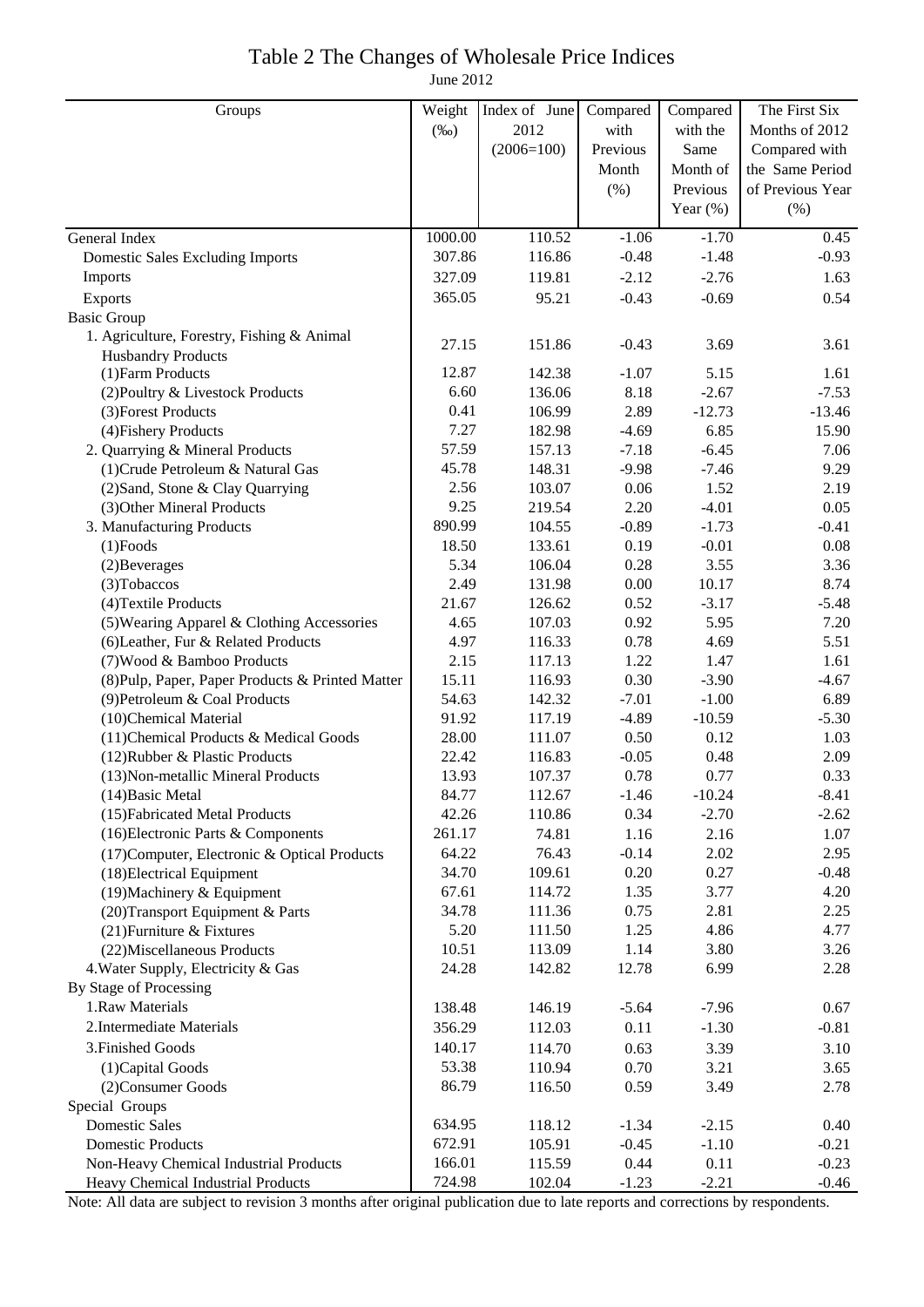# Table 2 The Changes of Wholesale Price Indices

June 2012

| Groups | Weight (‰) | Index of June 2012 (2006=100) | Compared with Previous Month (%) | Compared with the Same Month of Previous Year (%) | The First Six Months of 2012 Compared with the Same Period of Previous Year (%) |
|---|---|---|---|---|---|
| General Index | 1000.00 | 110.52 | -1.06 | -1.70 | 0.45 |
| Domestic Sales Excluding Imports | 307.86 | 116.86 | -0.48 | -1.48 | -0.93 |
| Imports | 327.09 | 119.81 | -2.12 | -2.76 | 1.63 |
| Exports | 365.05 | 95.21 | -0.43 | -0.69 | 0.54 |
| Basic Group | | | | | |
| 1. Agriculture, Forestry, Fishing & Animal Husbandry Products | 27.15 | 151.86 | -0.43 | 3.69 | 3.61 |
| (1)Farm Products | 12.87 | 142.38 | -1.07 | 5.15 | 1.61 |
| (2)Poultry & Livestock Products | 6.60 | 136.06 | 8.18 | -2.67 | -7.53 |
| (3)Forest Products | 0.41 | 106.99 | 2.89 | -12.73 | -13.46 |
| (4)Fishery Products | 7.27 | 182.98 | -4.69 | 6.85 | 15.90 |
| 2. Quarrying & Mineral Products | 57.59 | 157.13 | -7.18 | -6.45 | 7.06 |
| (1)Crude Petroleum & Natural Gas | 45.78 | 148.31 | -9.98 | -7.46 | 9.29 |
| (2)Sand, Stone & Clay Quarrying | 2.56 | 103.07 | 0.06 | 1.52 | 2.19 |
| (3)Other Mineral Products | 9.25 | 219.54 | 2.20 | -4.01 | 0.05 |
| 3. Manufacturing Products | 890.99 | 104.55 | -0.89 | -1.73 | -0.41 |
| (1)Foods | 18.50 | 133.61 | 0.19 | -0.01 | 0.08 |
| (2)Beverages | 5.34 | 106.04 | 0.28 | 3.55 | 3.36 |
| (3)Tobaccos | 2.49 | 131.98 | 0.00 | 10.17 | 8.74 |
| (4)Textile Products | 21.67 | 126.62 | 0.52 | -3.17 | -5.48 |
| (5)Wearing Apparel & Clothing Accessories | 4.65 | 107.03 | 0.92 | 5.95 | 7.20 |
| (6)Leather, Fur & Related Products | 4.97 | 116.33 | 0.78 | 4.69 | 5.51 |
| (7)Wood & Bamboo Products | 2.15 | 117.13 | 1.22 | 1.47 | 1.61 |
| (8)Pulp, Paper, Paper Products & Printed Matter | 15.11 | 116.93 | 0.30 | -3.90 | -4.67 |
| (9)Petroleum & Coal Products | 54.63 | 142.32 | -7.01 | -1.00 | 6.89 |
| (10)Chemical Material | 91.92 | 117.19 | -4.89 | -10.59 | -5.30 |
| (11)Chemical Products & Medical Goods | 28.00 | 111.07 | 0.50 | 0.12 | 1.03 |
| (12)Rubber & Plastic Products | 22.42 | 116.83 | -0.05 | 0.48 | 2.09 |
| (13)Non-metallic Mineral Products | 13.93 | 107.37 | 0.78 | 0.77 | 0.33 |
| (14)Basic Metal | 84.77 | 112.67 | -1.46 | -10.24 | -8.41 |
| (15)Fabricated Metal Products | 42.26 | 110.86 | 0.34 | -2.70 | -2.62 |
| (16)Electronic Parts & Components | 261.17 | 74.81 | 1.16 | 2.16 | 1.07 |
| (17)Computer, Electronic & Optical Products | 64.22 | 76.43 | -0.14 | 2.02 | 2.95 |
| (18)Electrical Equipment | 34.70 | 109.61 | 0.20 | 0.27 | -0.48 |
| (19)Machinery & Equipment | 67.61 | 114.72 | 1.35 | 3.77 | 4.20 |
| (20)Transport Equipment & Parts | 34.78 | 111.36 | 0.75 | 2.81 | 2.25 |
| (21)Furniture & Fixtures | 5.20 | 111.50 | 1.25 | 4.86 | 4.77 |
| (22)Miscellaneous Products | 10.51 | 113.09 | 1.14 | 3.80 | 3.26 |
| 4.Water Supply, Electricity & Gas | 24.28 | 142.82 | 12.78 | 6.99 | 2.28 |
| By Stage of Processing | | | | | |
| 1.Raw Materials | 138.48 | 146.19 | -5.64 | -7.96 | 0.67 |
| 2.Intermediate Materials | 356.29 | 112.03 | 0.11 | -1.30 | -0.81 |
| 3.Finished Goods | 140.17 | 114.70 | 0.63 | 3.39 | 3.10 |
| (1)Capital Goods | 53.38 | 110.94 | 0.70 | 3.21 | 3.65 |
| (2)Consumer Goods | 86.79 | 116.50 | 0.59 | 3.49 | 2.78 |
| Special Groups | | | | | |
| Domestic Sales | 634.95 | 118.12 | -1.34 | -2.15 | 0.40 |
| Domestic Products | 672.91 | 105.91 | -0.45 | -1.10 | -0.21 |
| Non-Heavy Chemical Industrial Products | 166.01 | 115.59 | 0.44 | 0.11 | -0.23 |
| Heavy Chemical Industrial Products | 724.98 | 102.04 | -1.23 | -2.21 | -0.46 |

Note: All data are subject to revision 3 months after original publication due to late reports and corrections by respondents.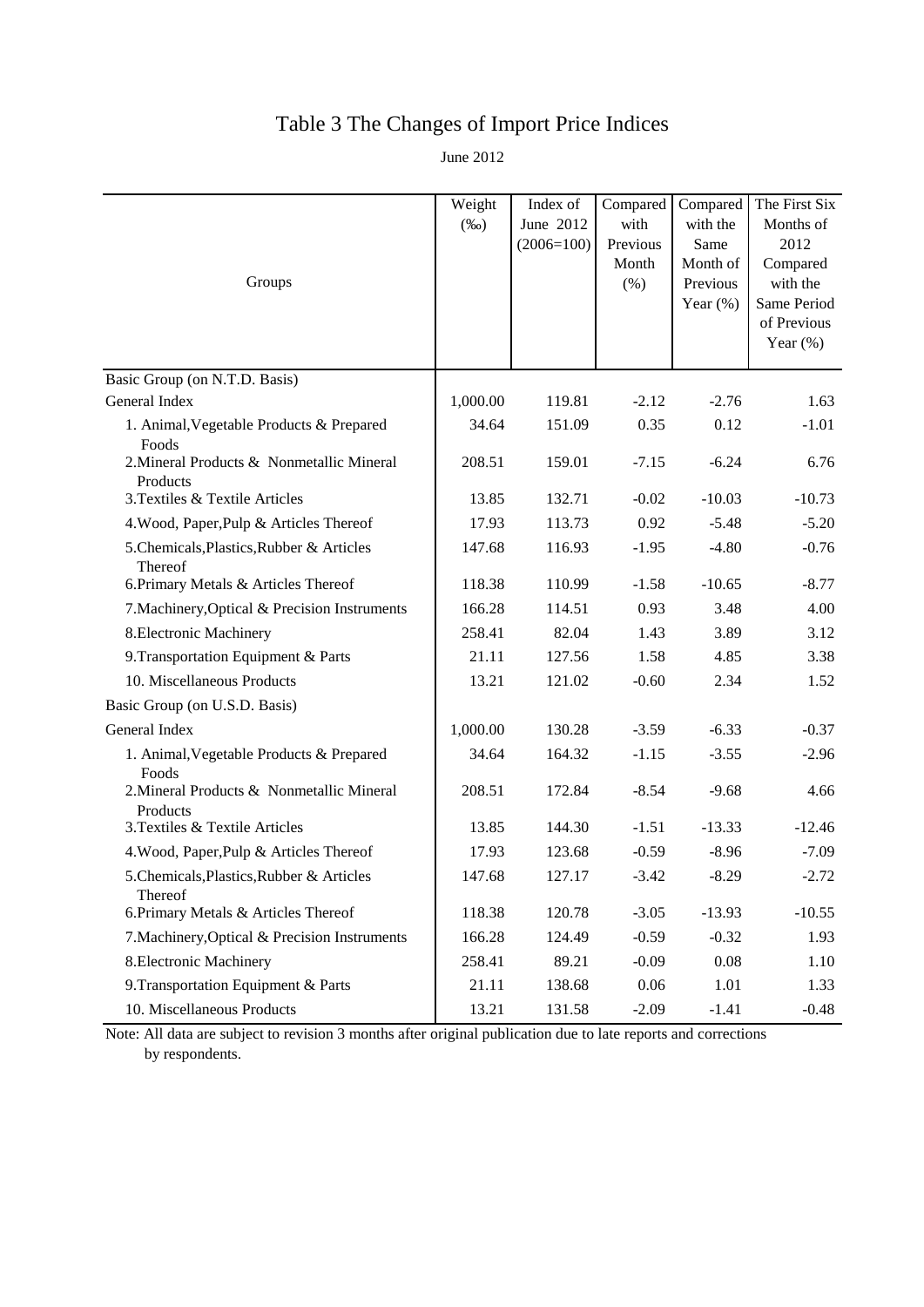# Table 3 The Changes of Import Price Indices

June 2012

| Groups | Weight (‰) | Index of June 2012 (2006=100) | Compared with Previous Month (%) | Compared with the Same Month of Previous Year (%) | The First Six Months of 2012 Compared with the Same Period of Previous Year (%) |
|---|---|---|---|---|---|
| Basic Group (on N.T.D. Basis) | | | | | |
| General Index | 1,000.00 | 119.81 | -2.12 | -2.76 | 1.63 |
| 1. Animal,Vegetable Products & Prepared Foods | 34.64 | 151.09 | 0.35 | 0.12 | -1.01 |
| 2.Mineral Products & Nonmetallic Mineral Products | 208.51 | 159.01 | -7.15 | -6.24 | 6.76 |
| 3.Textiles & Textile Articles | 13.85 | 132.71 | -0.02 | -10.03 | -10.73 |
| 4.Wood, Paper,Pulp & Articles Thereof | 17.93 | 113.73 | 0.92 | -5.48 | -5.20 |
| 5.Chemicals,Plastics,Rubber & Articles Thereof | 147.68 | 116.93 | -1.95 | -4.80 | -0.76 |
| 6.Primary Metals & Articles Thereof | 118.38 | 110.99 | -1.58 | -10.65 | -8.77 |
| 7.Machinery,Optical & Precision Instruments | 166.28 | 114.51 | 0.93 | 3.48 | 4.00 |
| 8.Electronic Machinery | 258.41 | 82.04 | 1.43 | 3.89 | 3.12 |
| 9.Transportation Equipment & Parts | 21.11 | 127.56 | 1.58 | 4.85 | 3.38 |
| 10. Miscellaneous Products | 13.21 | 121.02 | -0.60 | 2.34 | 1.52 |
| Basic Group (on U.S.D. Basis) | | | | | |
| General Index | 1,000.00 | 130.28 | -3.59 | -6.33 | -0.37 |
| 1. Animal,Vegetable Products & Prepared Foods | 34.64 | 164.32 | -1.15 | -3.55 | -2.96 |
| 2.Mineral Products & Nonmetallic Mineral Products | 208.51 | 172.84 | -8.54 | -9.68 | 4.66 |
| 3.Textiles & Textile Articles | 13.85 | 144.30 | -1.51 | -13.33 | -12.46 |
| 4.Wood, Paper,Pulp & Articles Thereof | 17.93 | 123.68 | -0.59 | -8.96 | -7.09 |
| 5.Chemicals,Plastics,Rubber & Articles Thereof | 147.68 | 127.17 | -3.42 | -8.29 | -2.72 |
| 6.Primary Metals & Articles Thereof | 118.38 | 120.78 | -3.05 | -13.93 | -10.55 |
| 7.Machinery,Optical & Precision Instruments | 166.28 | 124.49 | -0.59 | -0.32 | 1.93 |
| 8.Electronic Machinery | 258.41 | 89.21 | -0.09 | 0.08 | 1.10 |
| 9.Transportation Equipment & Parts | 21.11 | 138.68 | 0.06 | 1.01 | 1.33 |
| 10. Miscellaneous Products | 13.21 | 131.58 | -2.09 | -1.41 | -0.48 |

Note: All data are subject to revision 3 months after original publication due to late reports and corrections by respondents.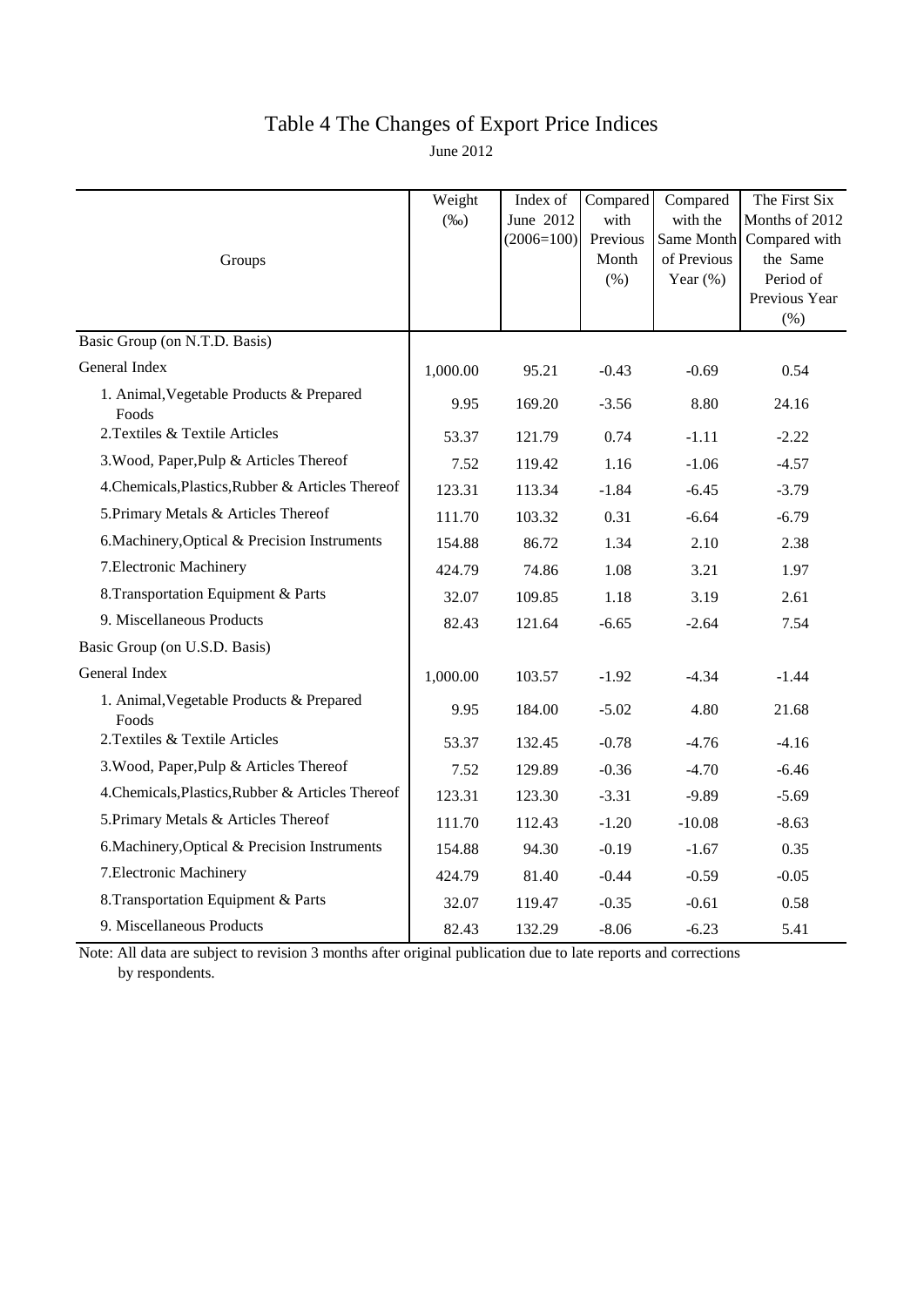# Table 4 The Changes of Export Price Indices

June 2012

| Groups | Weight (‰) | Index of June 2012 (2006=100) | Compared with Previous Month (%) | Compared with the Same Month of Previous Year (%) | The First Six Months of 2012 Compared with the Same Period of Previous Year (%) |
|---|---|---|---|---|---|
| Basic Group (on N.T.D. Basis) | | | | | |
| General Index | 1,000.00 | 95.21 | -0.43 | -0.69 | 0.54 |
| 1. Animal,Vegetable Products & Prepared Foods | 9.95 | 169.20 | -3.56 | 8.80 | 24.16 |
| 2.Textiles & Textile Articles | 53.37 | 121.79 | 0.74 | -1.11 | -2.22 |
| 3.Wood, Paper,Pulp & Articles Thereof | 7.52 | 119.42 | 1.16 | -1.06 | -4.57 |
| 4.Chemicals,Plastics,Rubber & Articles Thereof | 123.31 | 113.34 | -1.84 | -6.45 | -3.79 |
| 5.Primary Metals & Articles Thereof | 111.70 | 103.32 | 0.31 | -6.64 | -6.79 |
| 6.Machinery,Optical & Precision Instruments | 154.88 | 86.72 | 1.34 | 2.10 | 2.38 |
| 7.Electronic Machinery | 424.79 | 74.86 | 1.08 | 3.21 | 1.97 |
| 8.Transportation Equipment & Parts | 32.07 | 109.85 | 1.18 | 3.19 | 2.61 |
| 9. Miscellaneous Products | 82.43 | 121.64 | -6.65 | -2.64 | 7.54 |
| Basic Group (on U.S.D. Basis) | | | | | |
| General Index | 1,000.00 | 103.57 | -1.92 | -4.34 | -1.44 |
| 1. Animal,Vegetable Products & Prepared Foods | 9.95 | 184.00 | -5.02 | 4.80 | 21.68 |
| 2.Textiles & Textile Articles | 53.37 | 132.45 | -0.78 | -4.76 | -4.16 |
| 3.Wood, Paper,Pulp & Articles Thereof | 7.52 | 129.89 | -0.36 | -4.70 | -6.46 |
| 4.Chemicals,Plastics,Rubber & Articles Thereof | 123.31 | 123.30 | -3.31 | -9.89 | -5.69 |
| 5.Primary Metals & Articles Thereof | 111.70 | 112.43 | -1.20 | -10.08 | -8.63 |
| 6.Machinery,Optical & Precision Instruments | 154.88 | 94.30 | -0.19 | -1.67 | 0.35 |
| 7.Electronic Machinery | 424.79 | 81.40 | -0.44 | -0.59 | -0.05 |
| 8.Transportation Equipment & Parts | 32.07 | 119.47 | -0.35 | -0.61 | 0.58 |
| 9. Miscellaneous Products | 82.43 | 132.29 | -8.06 | -6.23 | 5.41 |

Note: All data are subject to revision 3 months after original publication due to late reports and corrections by respondents.